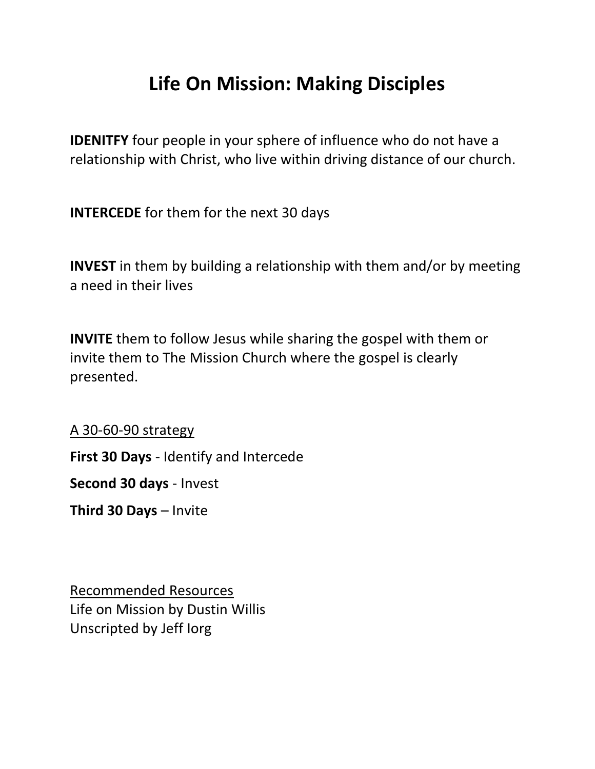# Life On Mission: Making Disciples

**IDENITFY** four people in your sphere of influence who do not have a relationship with Christ, who live within driving distance of our church.

**INTERCEDE** for them for the next 30 days

**INVEST** in them by building a relationship with them and/or by meeting a need in their lives

**INVITE** them to follow Jesus while sharing the gospel with them or invite them to The Mission Church where the gospel is clearly presented.

<u>A 30-60-90 strategy</u>

**First 30 Days** - Identify and Intercede

**Second 30 days** - Invest

**Third 30 Days** – Invite

<u>Recommended Resources</u>
Life on Mission by Dustin Willis
Unscripted by Jeff Iorg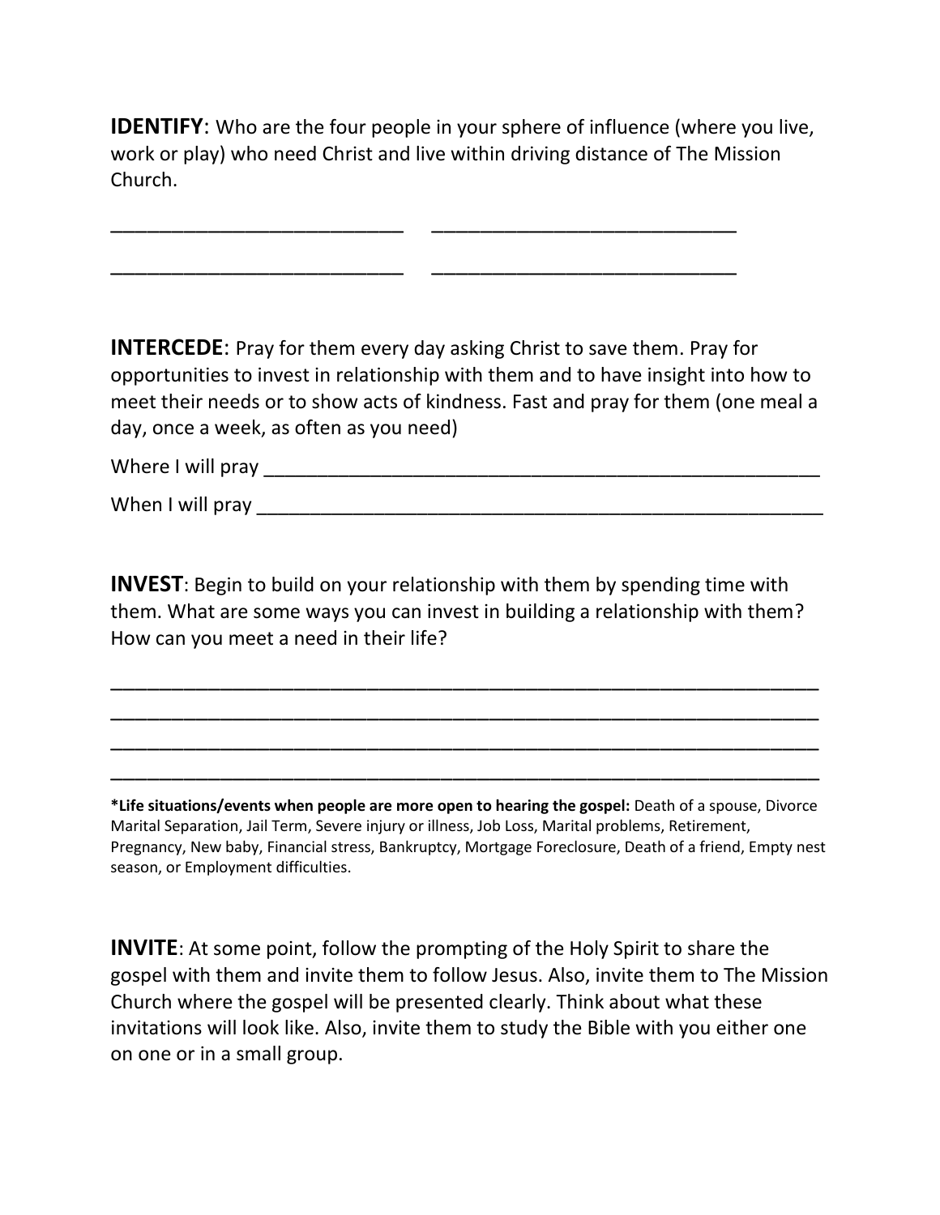**IDENTIFY**: Who are the four people in your sphere of influence (where you live, work or play) who need Christ and live within driving distance of The Mission Church.

___________________________ ___________________________

___________________________ ___________________________

**INTERCEDE**: Pray for them every day asking Christ to save them. Pray for opportunities to invest in relationship with them and to have insight into how to meet their needs or to show acts of kindness. Fast and pray for them (one meal a day, once a week, as often as you need)

Where I will pray ______________________________________________________

When I will pray ______________________________________________________

**INVEST**: Begin to build on your relationship with them by spending time with them. What are some ways you can invest in building a relationship with them? How can you meet a need in their life?

_____________________________________________________________________

_____________________________________________________________________

_____________________________________________________________________

_____________________________________________________________________

**\*Life situations/events when people are more open to hearing the gospel:** Death of a spouse, Divorce Marital Separation, Jail Term, Severe injury or illness, Job Loss, Marital problems, Retirement, Pregnancy, New baby, Financial stress, Bankruptcy, Mortgage Foreclosure, Death of a friend, Empty nest season, or Employment difficulties.

**INVITE**: At some point, follow the prompting of the Holy Spirit to share the gospel with them and invite them to follow Jesus. Also, invite them to The Mission Church where the gospel will be presented clearly. Think about what these invitations will look like. Also, invite them to study the Bible with you either one on one or in a small group.